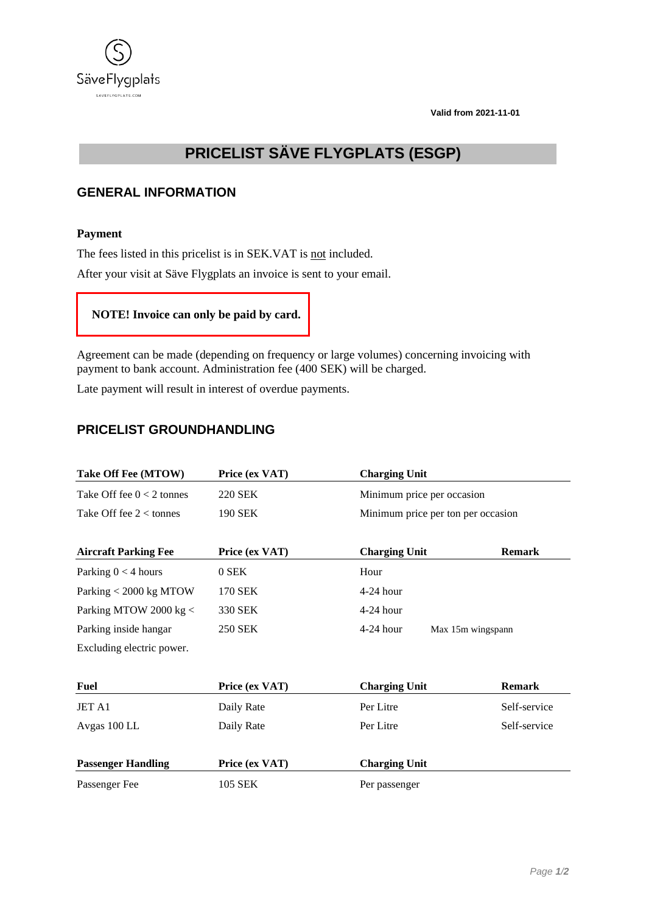Säve Flygplats

SAVEFLYGPLATS.COM

**Valid from 2021-11-01**

# PRICELIST SÄVE FLYGPLATS (ESGP)

## GENERAL INFORMATION

**Payment**

The fees listed in this pricelist is in SEK.VAT is not included.

After your visit at Säve Flygplats an invoice is sent to your email.

**NOTE! Invoice can only be paid by card.**

Agreement can be made (depending on frequency or large volumes) concerning invoicing with payment to bank account. Administration fee (400 SEK) will be charged.

Late payment will result in interest of overdue payments.

## PRICELIST GROUNDHANDLING

| Take Off Fee (MTOW) | Price (ex VAT) | Charging Unit |
|---|---|---|
| Take Off fee 0 < 2 tonnes | 220 SEK | Minimum price per occasion |
| Take Off fee 2 < tonnes | 190 SEK | Minimum price per ton per occasion |

| Aircraft Parking Fee | Price (ex VAT) | Charging Unit | Remark |
|---|---|---|---|
| Parking 0 < 4 hours | 0 SEK | Hour | |
| Parking < 2000 kg MTOW | 170 SEK | 4-24 hour | |
| Parking MTOW 2000 kg < | 330 SEK | 4-24 hour | |
| Parking inside hangar | 250 SEK | 4-24 hour | Max 15m wingspann |
| Excluding electric power. | | | |

| Fuel | Price (ex VAT) | Charging Unit | Remark |
|---|---|---|---|
| JET A1 | Daily Rate | Per Litre | Self-service |
| Avgas 100 LL | Daily Rate | Per Litre | Self-service |

| Passenger Handling | Price (ex VAT) | Charging Unit |
|---|---|---|
| Passenger Fee | 105 SEK | Per passenger |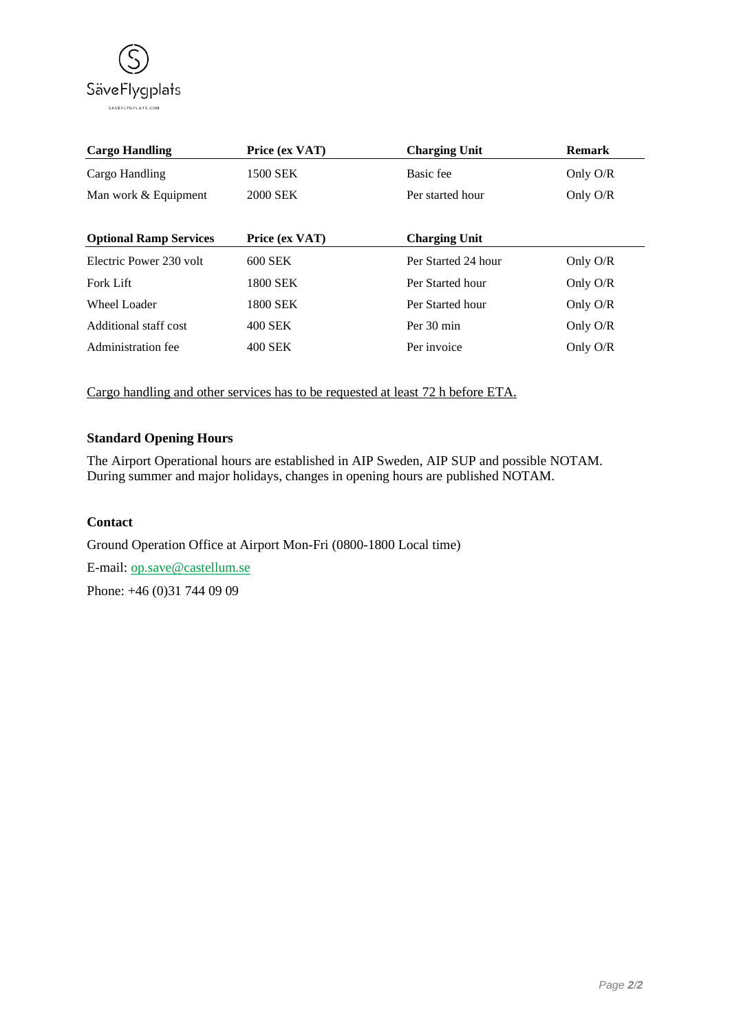SäveFlygplats

SAVEFLYGPLATS.COM

| **Cargo Handling** | **Price (ex VAT)** | **Charging Unit** | **Remark** |
|---|---|---|---|
| Cargo Handling | 1500 SEK | Basic fee | Only O/R |
| Man work & Equipment | 2000 SEK | Per started hour | Only O/R |

| **Optional Ramp Services** | **Price (ex VAT)** | **Charging Unit** | |
|---|---|---|---|
| Electric Power 230 volt | 600 SEK | Per Started 24 hour | Only O/R |
| Fork Lift | 1800 SEK | Per Started hour | Only O/R |
| Wheel Loader | 1800 SEK | Per Started hour | Only O/R |
| Additional staff cost | 400 SEK | Per 30 min | Only O/R |
| Administration fee | 400 SEK | Per invoice | Only O/R |

Cargo handling and other services has to be requested at least 72 h before ETA.

**Standard Opening Hours**

The Airport Operational hours are established in AIP Sweden, AIP SUP and possible NOTAM.
During summer and major holidays, changes in opening hours are published NOTAM.

**Contact**

Ground Operation Office at Airport Mon-Fri (0800-1800 Local time)

E-mail: op.save@castellum.se

Phone: +46 (0)31 744 09 09